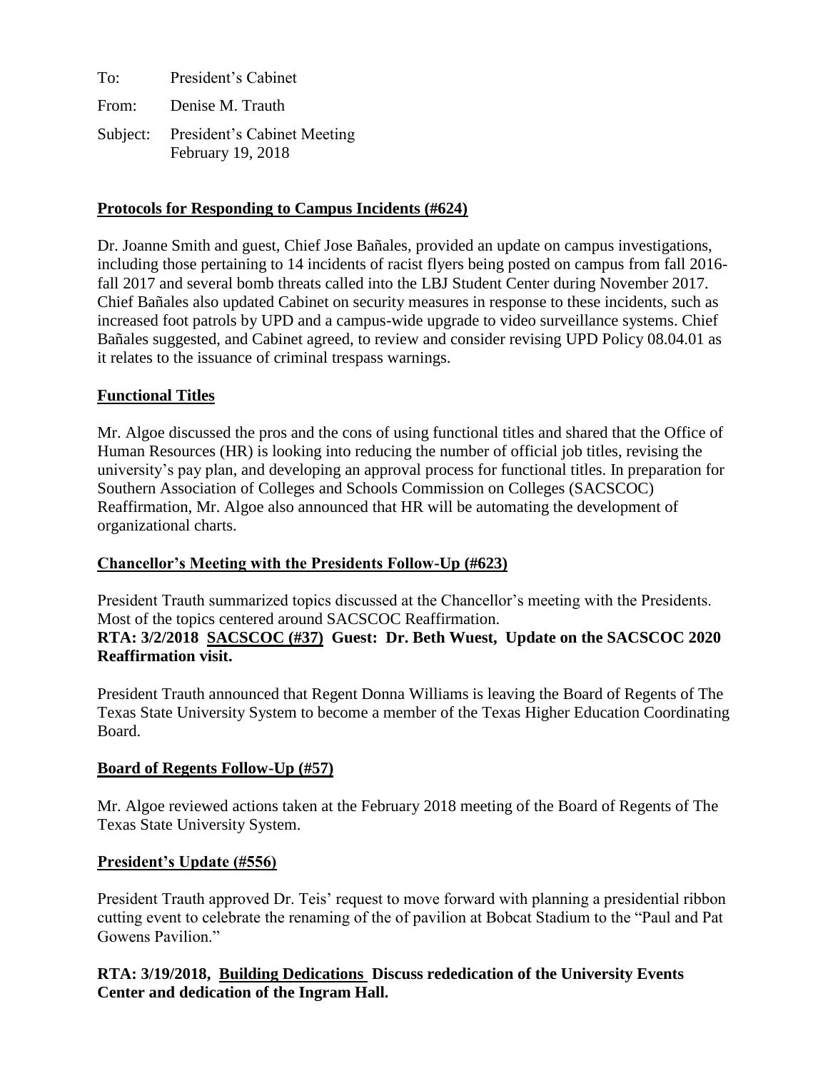To: President's Cabinet

From: Denise M. Trauth

Subject: President's Cabinet Meeting
February 19, 2018

**Protocols for Responding to Campus Incidents (#624)**

Dr. Joanne Smith and guest, Chief Jose Bañales, provided an update on campus investigations, including those pertaining to 14 incidents of racist flyers being posted on campus from fall 2016-fall 2017 and several bomb threats called into the LBJ Student Center during November 2017. Chief Bañales also updated Cabinet on security measures in response to these incidents, such as increased foot patrols by UPD and a campus-wide upgrade to video surveillance systems. Chief Bañales suggested, and Cabinet agreed, to review and consider revising UPD Policy 08.04.01 as it relates to the issuance of criminal trespass warnings.

**Functional Titles**

Mr. Algoe discussed the pros and the cons of using functional titles and shared that the Office of Human Resources (HR) is looking into reducing the number of official job titles, revising the university's pay plan, and developing an approval process for functional titles. In preparation for Southern Association of Colleges and Schools Commission on Colleges (SACSCOC) Reaffirmation, Mr. Algoe also announced that HR will be automating the development of organizational charts.

**Chancellor's Meeting with the Presidents Follow-Up (#623)**

President Trauth summarized topics discussed at the Chancellor's meeting with the Presidents. Most of the topics centered around SACSCOC Reaffirmation.
**RTA: 3/2/2018 SACSCOC (#37) Guest: Dr. Beth Wuest, Update on the SACSCOC 2020 Reaffirmation visit.**

President Trauth announced that Regent Donna Williams is leaving the Board of Regents of The Texas State University System to become a member of the Texas Higher Education Coordinating Board.

**Board of Regents Follow-Up (#57)**

Mr. Algoe reviewed actions taken at the February 2018 meeting of the Board of Regents of The Texas State University System.

**President's Update (#556)**

President Trauth approved Dr. Teis' request to move forward with planning a presidential ribbon cutting event to celebrate the renaming of the of pavilion at Bobcat Stadium to the "Paul and Pat Gowens Pavilion."

**RTA: 3/19/2018, Building Dedications Discuss rededication of the University Events Center and dedication of the Ingram Hall.**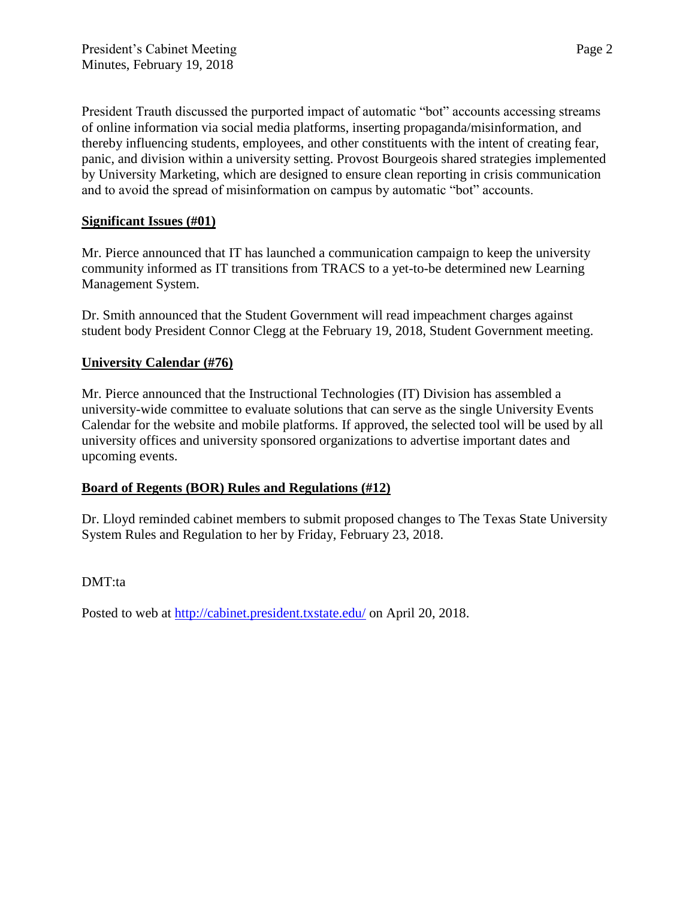President Trauth discussed the purported impact of automatic "bot" accounts accessing streams of online information via social media platforms, inserting propaganda/misinformation, and thereby influencing students, employees, and other constituents with the intent of creating fear, panic, and division within a university setting. Provost Bourgeois shared strategies implemented by University Marketing, which are designed to ensure clean reporting in crisis communication and to avoid the spread of misinformation on campus by automatic "bot" accounts.

**Significant Issues (#01)**

Mr. Pierce announced that IT has launched a communication campaign to keep the university community informed as IT transitions from TRACS to a yet-to-be determined new Learning Management System.

Dr. Smith announced that the Student Government will read impeachment charges against student body President Connor Clegg at the February 19, 2018, Student Government meeting.

**University Calendar (#76)**

Mr. Pierce announced that the Instructional Technologies (IT) Division has assembled a university-wide committee to evaluate solutions that can serve as the single University Events Calendar for the website and mobile platforms. If approved, the selected tool will be used by all university offices and university sponsored organizations to advertise important dates and upcoming events.

**Board of Regents (BOR) Rules and Regulations (#12)**

Dr. Lloyd reminded cabinet members to submit proposed changes to The Texas State University System Rules and Regulation to her by Friday, February 23, 2018.

DMT:ta

Posted to web at http://cabinet.president.txstate.edu/ on April 20, 2018.